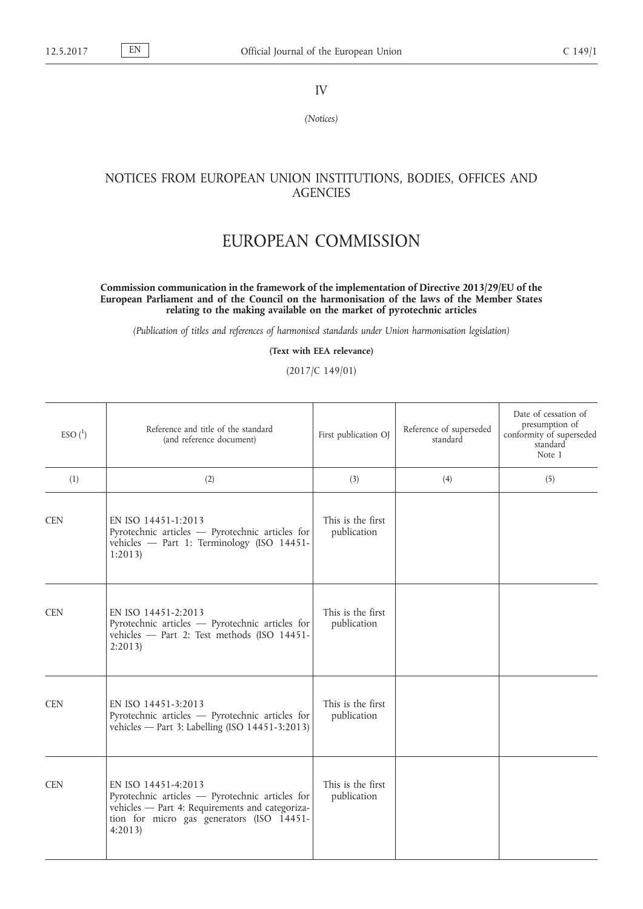IV

*(Notices)*

## NOTICES FROM EUROPEAN UNION INSTITUTIONS, BODIES, OFFICES AND AGENCIES

# EUROPEAN COMMISSION

**Commission communication in the framework of the implementation of Directive 2013/29/EU of the European Parliament and of the Council on the harmonisation of the laws of the Member States relating to the making available on the market of pyrotechnic articles**

*(Publication of titles and references of harmonised standards under Union harmonisation legislation)*

**(Text with EEA relevance)**

(2017/C 149/01)

| ESO [1] | Reference and title of the standard (and reference document) | First publication OJ | Reference of superseded standard | Date of cessation of presumption of conformity of superseded standard Note 1 |
|---|---|---|---|---|
| (1) | (2) | (3) | (4) | (5) |
| CEN | EN ISO 14451-1:2013 Pyrotechnic articles — Pyrotechnic articles for vehicles — Part 1: Terminology (ISO 14451-1:2013) | This is the first publication | | |
| CEN | EN ISO 14451-2:2013 Pyrotechnic articles — Pyrotechnic articles for vehicles — Part 2: Test methods (ISO 14451-2:2013) | This is the first publication | | |
| CEN | EN ISO 14451-3:2013 Pyrotechnic articles — Pyrotechnic articles for vehicles — Part 3: Labelling (ISO 14451-3:2013) | This is the first publication | | |
| CEN | EN ISO 14451-4:2013 Pyrotechnic articles — Pyrotechnic articles for vehicles — Part 4: Requirements and categorization for micro gas generators (ISO 14451-4:2013) | This is the first publication | | |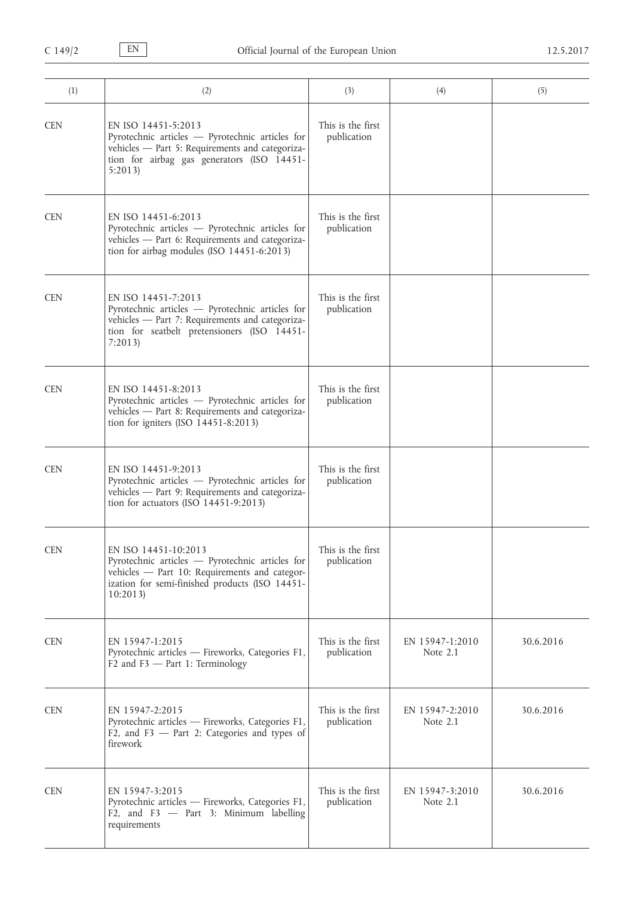| (1) | (2) | (3) | (4) | (5) |
|---|---|---|---|---|
| CEN | EN ISO 14451-5:2013<br>Pyrotechnic articles — Pyrotechnic articles for vehicles — Part 5: Requirements and categorization for airbag gas generators (ISO 14451-5:2013) | This is the first publication | | |
| CEN | EN ISO 14451-6:2013<br>Pyrotechnic articles — Pyrotechnic articles for vehicles — Part 6: Requirements and categorization for airbag modules (ISO 14451-6:2013) | This is the first publication | | |
| CEN | EN ISO 14451-7:2013<br>Pyrotechnic articles — Pyrotechnic articles for vehicles — Part 7: Requirements and categorization for seatbelt pretensioners (ISO 14451-7:2013) | This is the first publication | | |
| CEN | EN ISO 14451-8:2013<br>Pyrotechnic articles — Pyrotechnic articles for vehicles — Part 8: Requirements and categorization for igniters (ISO 14451-8:2013) | This is the first publication | | |
| CEN | EN ISO 14451-9:2013<br>Pyrotechnic articles — Pyrotechnic articles for vehicles — Part 9: Requirements and categorization for actuators (ISO 14451-9:2013) | This is the first publication | | |
| CEN | EN ISO 14451-10:2013<br>Pyrotechnic articles — Pyrotechnic articles for vehicles — Part 10: Requirements and categorization for semi-finished products (ISO 14451-10:2013) | This is the first publication | | |
| CEN | EN 15947-1:2015<br>Pyrotechnic articles — Fireworks, Categories F1, F2 and F3 — Part 1: Terminology | This is the first publication | EN 15947-1:2010<br>Note 2.1 | 30.6.2016 |
| CEN | EN 15947-2:2015<br>Pyrotechnic articles — Fireworks, Categories F1, F2, and F3 — Part 2: Categories and types of firework | This is the first publication | EN 15947-2:2010<br>Note 2.1 | 30.6.2016 |
| CEN | EN 15947-3:2015<br>Pyrotechnic articles — Fireworks, Categories F1, F2, and F3 — Part 3: Minimum labelling requirements | This is the first publication | EN 15947-3:2010<br>Note 2.1 | 30.6.2016 |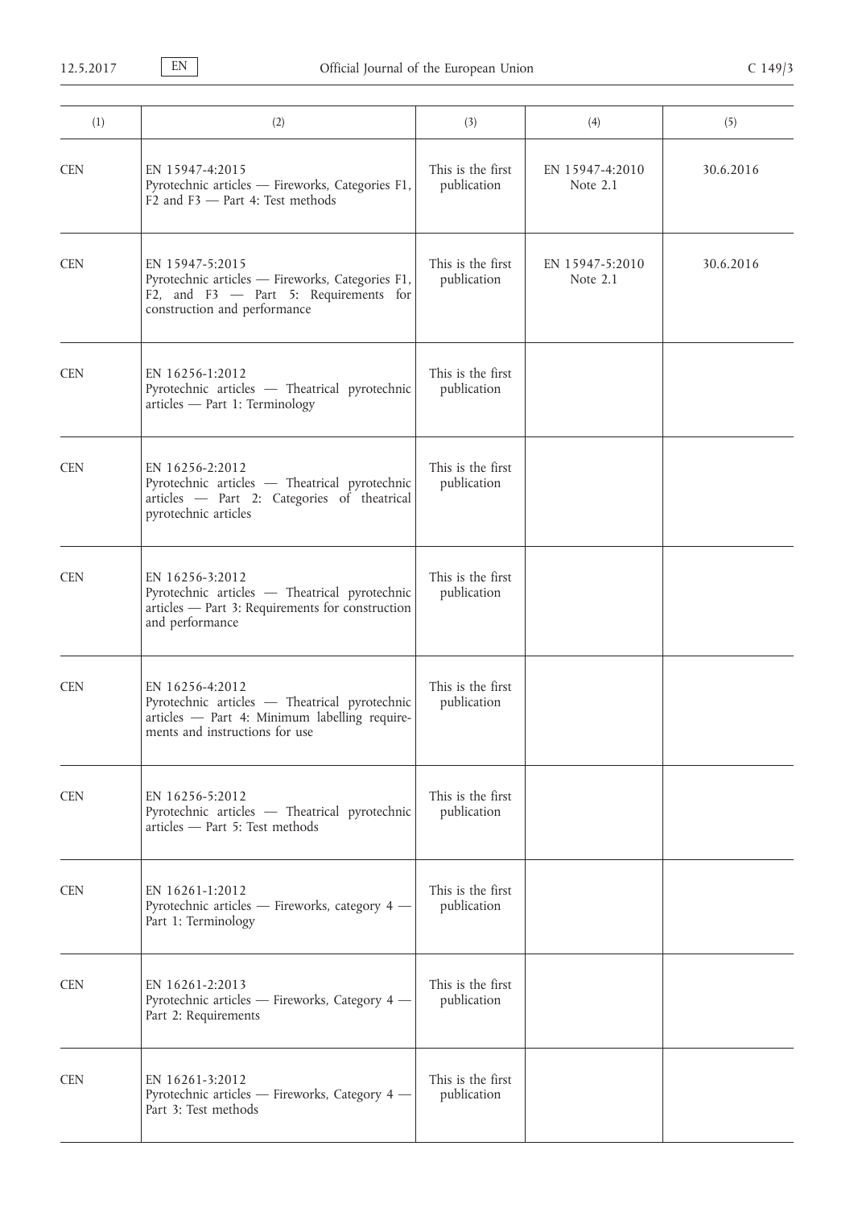| (1) | (2) | (3) | (4) | (5) |
|---|---|---|---|---|
| CEN | EN 15947-4:2015<br>Pyrotechnic articles — Fireworks, Categories F1, F2 and F3 — Part 4: Test methods | This is the first publication | EN 15947-4:2010<br>Note 2.1 | 30.6.2016 |
| CEN | EN 15947-5:2015<br>Pyrotechnic articles — Fireworks, Categories F1, F2, and F3 — Part 5: Requirements for construction and performance | This is the first publication | EN 15947-5:2010<br>Note 2.1 | 30.6.2016 |
| CEN | EN 16256-1:2012<br>Pyrotechnic articles — Theatrical pyrotechnic articles — Part 1: Terminology | This is the first publication | | |
| CEN | EN 16256-2:2012<br>Pyrotechnic articles — Theatrical pyrotechnic articles — Part 2: Categories of theatrical pyrotechnic articles | This is the first publication | | |
| CEN | EN 16256-3:2012<br>Pyrotechnic articles — Theatrical pyrotechnic articles — Part 3: Requirements for construction and performance | This is the first publication | | |
| CEN | EN 16256-4:2012<br>Pyrotechnic articles — Theatrical pyrotechnic articles — Part 4: Minimum labelling requirements and instructions for use | This is the first publication | | |
| CEN | EN 16256-5:2012<br>Pyrotechnic articles — Theatrical pyrotechnic articles — Part 5: Test methods | This is the first publication | | |
| CEN | EN 16261-1:2012<br>Pyrotechnic articles — Fireworks, category 4 — Part 1: Terminology | This is the first publication | | |
| CEN | EN 16261-2:2013<br>Pyrotechnic articles — Fireworks, Category 4 — Part 2: Requirements | This is the first publication | | |
| CEN | EN 16261-3:2012<br>Pyrotechnic articles — Fireworks, Category 4 — Part 3: Test methods | This is the first publication | | |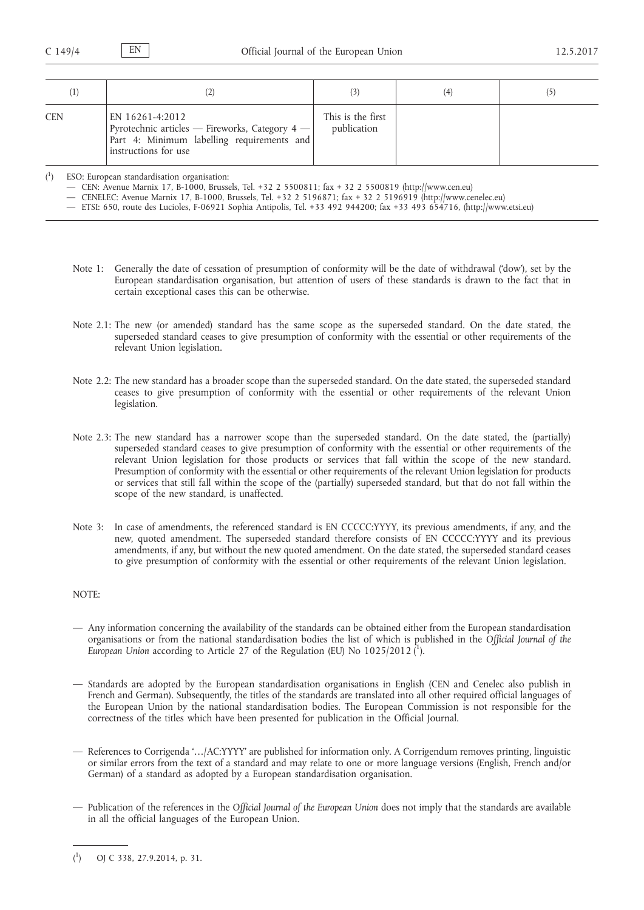| (1) | (2) | (3) | (4) | (5) |
|---|---|---|---|---|
| CEN | EN 16261-4:2012<br>Pyrotechnic articles — Fireworks, Category 4 — Part 4: Minimum labelling requirements and instructions for use | This is the first publication | | |

(1) ESO: European standardisation organisation:

— CEN: Avenue Marnix 17, B-1000, Brussels, Tel. +32 2 5500811; fax + 32 2 5500819 (http://www.cen.eu)

— CENELEC: Avenue Marnix 17, B-1000, Brussels, Tel. +32 2 5196871; fax + 32 2 5196919 (http://www.cenelec.eu)

— ETSI: 650, route des Lucioles, F-06921 Sophia Antipolis, Tel. +33 492 944200; fax +33 493 654716, (http://www.etsi.eu)

Note 1: Generally the date of cessation of presumption of conformity will be the date of withdrawal ('dow'), set by the European standardisation organisation, but attention of users of these standards is drawn to the fact that in certain exceptional cases this can be otherwise.

Note 2.1: The new (or amended) standard has the same scope as the superseded standard. On the date stated, the superseded standard ceases to give presumption of conformity with the essential or other requirements of the relevant Union legislation.

Note 2.2: The new standard has a broader scope than the superseded standard. On the date stated, the superseded standard ceases to give presumption of conformity with the essential or other requirements of the relevant Union legislation.

Note 2.3: The new standard has a narrower scope than the superseded standard. On the date stated, the (partially) superseded standard ceases to give presumption of conformity with the essential or other requirements of the relevant Union legislation for those products or services that fall within the scope of the new standard. Presumption of conformity with the essential or other requirements of the relevant Union legislation for products or services that still fall within the scope of the (partially) superseded standard, but that do not fall within the scope of the new standard, is unaffected.

Note 3: In case of amendments, the referenced standard is EN CCCCC:YYYY, its previous amendments, if any, and the new, quoted amendment. The superseded standard therefore consists of EN CCCCC:YYYY and its previous amendments, if any, but without the new quoted amendment. On the date stated, the superseded standard ceases to give presumption of conformity with the essential or other requirements of the relevant Union legislation.

NOTE:

— Any information concerning the availability of the standards can be obtained either from the European standardisation organisations or from the national standardisation bodies the list of which is published in the *Official Journal of the European Union* according to Article 27 of the Regulation (EU) No 1025/2012 [1].

— Standards are adopted by the European standardisation organisations in English (CEN and Cenelec also publish in French and German). Subsequently, the titles of the standards are translated into all other required official languages of the European Union by the national standardisation bodies. The European Commission is not responsible for the correctness of the titles which have been presented for publication in the Official Journal.

— References to Corrigenda '…/AC:YYYY' are published for information only. A Corrigendum removes printing, linguistic or similar errors from the text of a standard and may relate to one or more language versions (English, French and/or German) of a standard as adopted by a European standardisation organisation.

— Publication of the references in the *Official Journal of the European Union* does not imply that the standards are available in all the official languages of the European Union.

(1) OJ C 338, 27.9.2014, p. 31.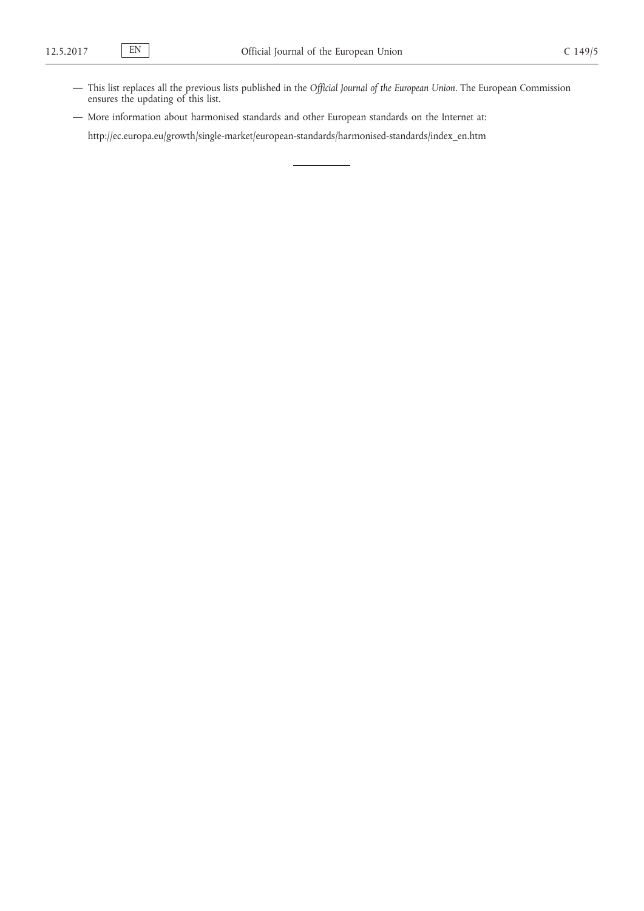— This list replaces all the previous lists published in the *Official Journal of the European Union*. The European Commission ensures the updating of this list.

— More information about harmonised standards and other European standards on the Internet at:

http://ec.europa.eu/growth/single-market/european-standards/harmonised-standards/index_en.htm